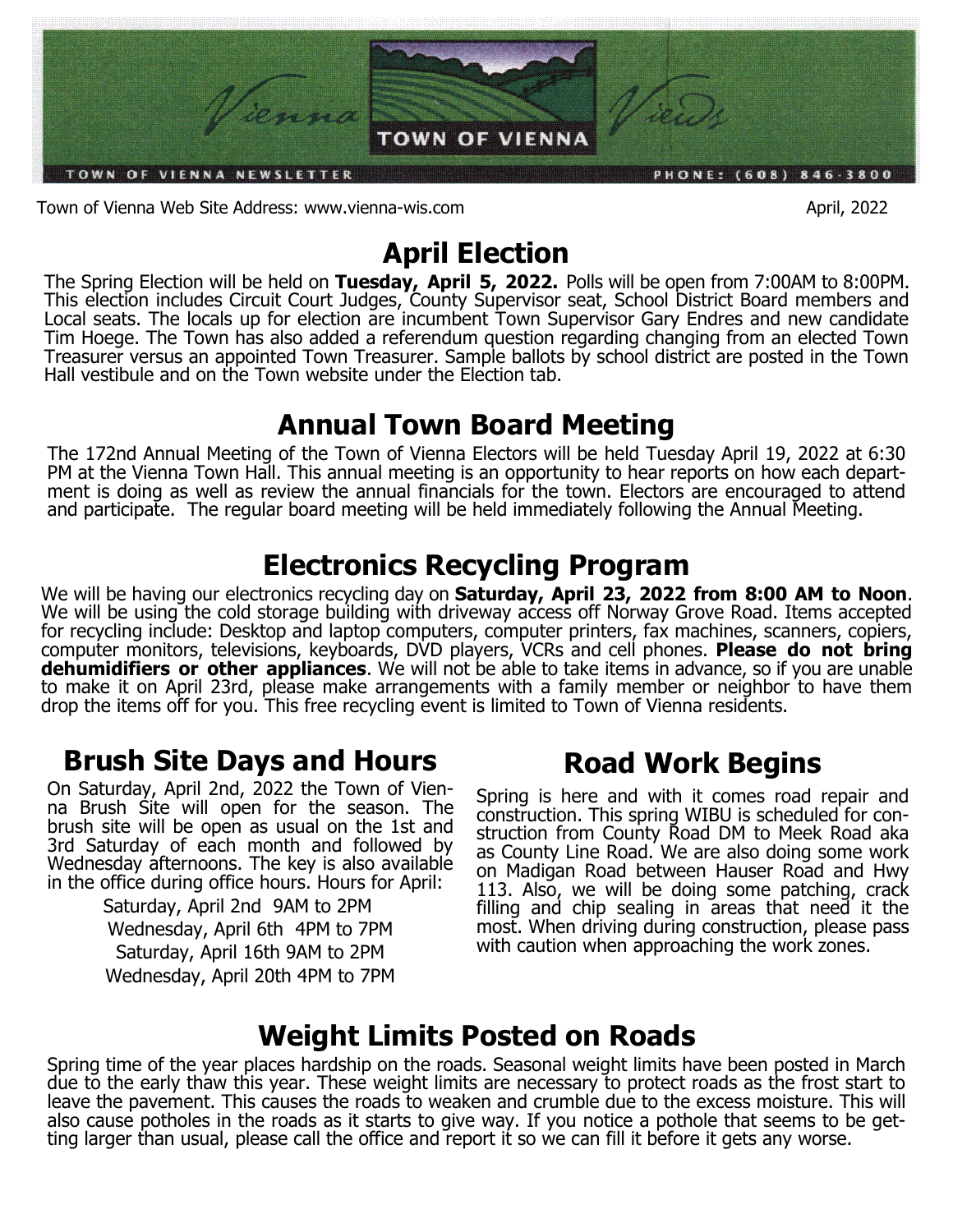# Vienna Views

**TOWN OF VIENNA**

TOWN OF VIENNA NEWSLETTER    PHONE: (608) 846-3800

Town of Vienna Web Site Address: www.vienna-wis.com    April, 2022

## April Election

The Spring Election will be held on **Tuesday, April 5, 2022.** Polls will be open from 7:00AM to 8:00PM. This election includes Circuit Court Judges, County Supervisor seat, School District Board members and Local seats. The locals up for election are incumbent Town Supervisor Gary Endres and new candidate Tim Hoege. The Town has also added a referendum question regarding changing from an elected Town Treasurer versus an appointed Town Treasurer. Sample ballots by school district are posted in the Town Hall vestibule and on the Town website under the Election tab.

## Annual Town Board Meeting

The 172nd Annual Meeting of the Town of Vienna Electors will be held Tuesday April 19, 2022 at 6:30 PM at the Vienna Town Hall. This annual meeting is an opportunity to hear reports on how each department is doing as well as review the annual financials for the town. Electors are encouraged to attend and participate. The regular board meeting will be held immediately following the Annual Meeting.

## Electronics Recycling Program

We will be having our electronics recycling day on **Saturday, April 23, 2022 from 8:00 AM to Noon**. We will be using the cold storage building with driveway access off Norway Grove Road. Items accepted for recycling include: Desktop and laptop computers, computer printers, fax machines, scanners, copiers, computer monitors, televisions, keyboards, DVD players, VCRs and cell phones. **Please do not bring dehumidifiers or other appliances**. We will not be able to take items in advance, so if you are unable to make it on April 23rd, please make arrangements with a family member or neighbor to have them drop the items off for you. This free recycling event is limited to Town of Vienna residents.

## Brush Site Days and Hours

On Saturday, April 2nd, 2022 the Town of Vienna Brush Site will open for the season. The brush site will be open as usual on the 1st and 3rd Saturday of each month and followed by Wednesday afternoons. The key is also available in the office during office hours. Hours for April:

Saturday, April 2nd 9AM to 2PM
Wednesday, April 6th 4PM to 7PM
Saturday, April 16th 9AM to 2PM
Wednesday, April 20th 4PM to 7PM

## Road Work Begins

Spring is here and with it comes road repair and construction. This spring WIBU is scheduled for construction from County Road DM to Meek Road aka as County Line Road. We are also doing some work on Madigan Road between Hauser Road and Hwy 113. Also, we will be doing some patching, crack filling and chip sealing in areas that need it the most. When driving during construction, please pass with caution when approaching the work zones.

## Weight Limits Posted on Roads

Spring time of the year places hardship on the roads. Seasonal weight limits have been posted in March due to the early thaw this year. These weight limits are necessary to protect roads as the frost start to leave the pavement. This causes the roads to weaken and crumble due to the excess moisture. This will also cause potholes in the roads as it starts to give way. If you notice a pothole that seems to be getting larger than usual, please call the office and report it so we can fill it before it gets any worse.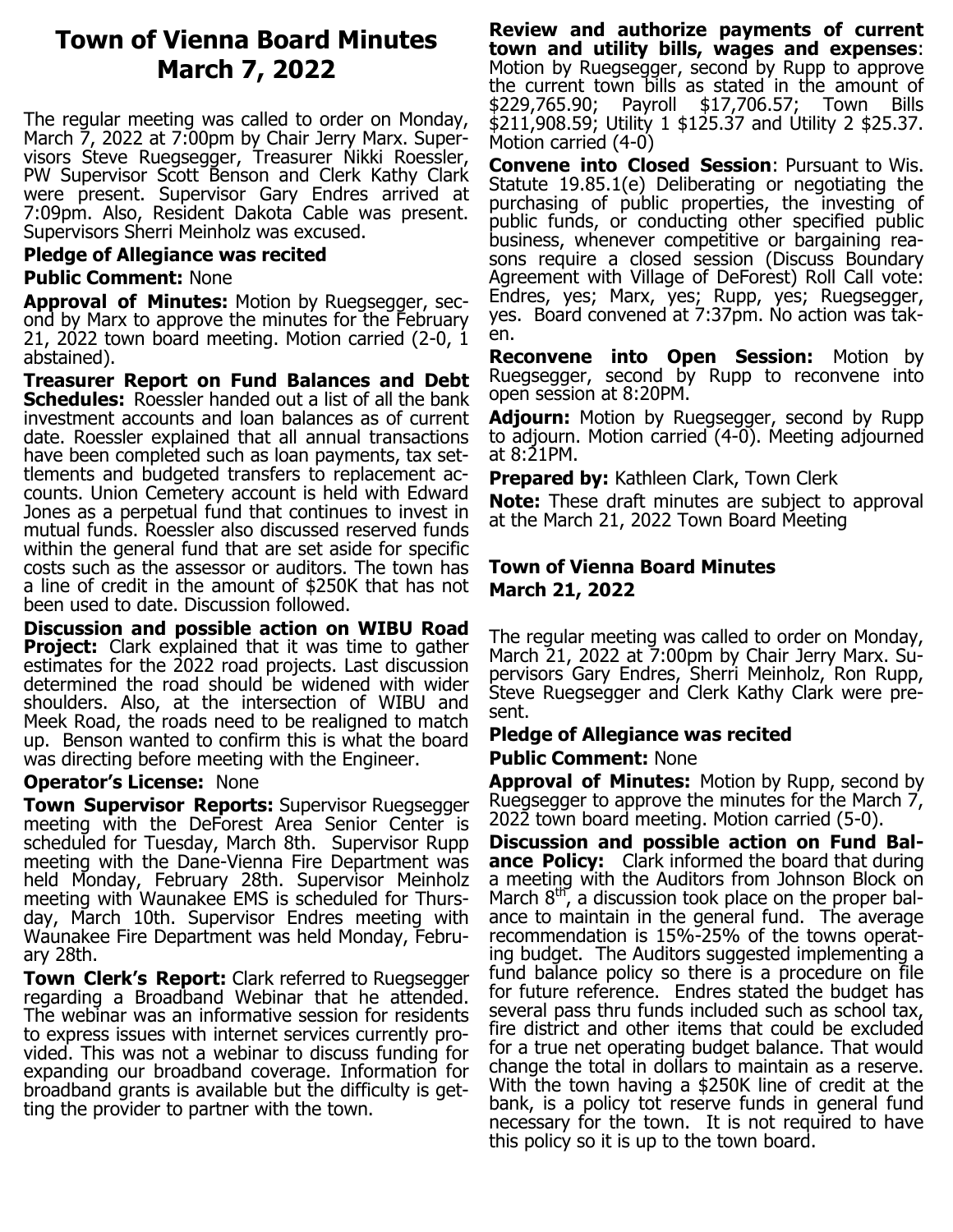# Town of Vienna Board Minutes
# March 7, 2022

The regular meeting was called to order on Monday, March 7, 2022 at 7:00pm by Chair Jerry Marx. Supervisors Steve Ruegsegger, Treasurer Nikki Roessler, PW Supervisor Scott Benson and Clerk Kathy Clark were present. Supervisor Gary Endres arrived at 7:09pm. Also, Resident Dakota Cable was present. Supervisors Sherri Meinholz was excused.

**Pledge of Allegiance was recited**

**Public Comment:** None

**Approval of Minutes:** Motion by Ruegsegger, second by Marx to approve the minutes for the February 21, 2022 town board meeting. Motion carried (2-0, 1 abstained).

**Treasurer Report on Fund Balances and Debt Schedules:** Roessler handed out a list of all the bank investment accounts and loan balances as of current date. Roessler explained that all annual transactions have been completed such as loan payments, tax settlements and budgeted transfers to replacement accounts. Union Cemetery account is held with Edward Jones as a perpetual fund that continues to invest in mutual funds. Roessler also discussed reserved funds within the general fund that are set aside for specific costs such as the assessor or auditors. The town has a line of credit in the amount of $250K that has not been used to date. Discussion followed.

**Discussion and possible action on WIBU Road Project:** Clark explained that it was time to gather estimates for the 2022 road projects. Last discussion determined the road should be widened with wider shoulders. Also, at the intersection of WIBU and Meek Road, the roads need to be realigned to match up. Benson wanted to confirm this is what the board was directing before meeting with the Engineer.

**Operator's License:** None

**Town Supervisor Reports:** Supervisor Ruegsegger meeting with the DeForest Area Senior Center is scheduled for Tuesday, March 8th. Supervisor Rupp meeting with the Dane-Vienna Fire Department was held Monday, February 28th. Supervisor Meinholz meeting with Waunakee EMS is scheduled for Thursday, March 10th. Supervisor Endres meeting with Waunakee Fire Department was held Monday, February 28th.

**Town Clerk's Report:** Clark referred to Ruegsegger regarding a Broadband Webinar that he attended. The webinar was an informative session for residents to express issues with internet services currently provided. This was not a webinar to discuss funding for expanding our broadband coverage. Information for broadband grants is available but the difficulty is getting the provider to partner with the town.

**Review and authorize payments of current town and utility bills, wages and expenses**: Motion by Ruegsegger, second by Rupp to approve the current town bills as stated in the amount of $229,765.90; Payroll $17,706.57; Town Bills $211,908.59; Utility 1 $125.37 and Utility 2 $25.37. Motion carried (4-0)

**Convene into Closed Session**: Pursuant to Wis. Statute 19.85.1(e) Deliberating or negotiating the purchasing of public properties, the investing of public funds, or conducting other specified public business, whenever competitive or bargaining reasons require a closed session (Discuss Boundary Agreement with Village of DeForest) Roll Call vote: Endres, yes; Marx, yes; Rupp, yes; Ruegsegger, yes. Board convened at 7:37pm. No action was taken.

**Reconvene into Open Session:** Motion by Ruegsegger, second by Rupp to reconvene into open session at 8:20PM.

**Adjourn:** Motion by Ruegsegger, second by Rupp to adjourn. Motion carried (4-0). Meeting adjourned at 8:21PM.

**Prepared by:** Kathleen Clark, Town Clerk

**Note:** These draft minutes are subject to approval at the March 21, 2022 Town Board Meeting

## Town of Vienna Board Minutes
## March 21, 2022

The regular meeting was called to order on Monday, March 21, 2022 at 7:00pm by Chair Jerry Marx. Supervisors Gary Endres, Sherri Meinholz, Ron Rupp, Steve Ruegsegger and Clerk Kathy Clark were present.

**Pledge of Allegiance was recited**

**Public Comment:** None

**Approval of Minutes:** Motion by Rupp, second by Ruegsegger to approve the minutes for the March 7, 2022 town board meeting. Motion carried (5-0).

**Discussion and possible action on Fund Balance Policy:** Clark informed the board that during a meeting with the Auditors from Johnson Block on March 8th, a discussion took place on the proper balance to maintain in the general fund. The average recommendation is 15%-25% of the towns operating budget. The Auditors suggested implementing a fund balance policy so there is a procedure on file for future reference. Endres stated the budget has several pass thru funds included such as school tax, fire district and other items that could be excluded for a true net operating budget balance. That would change the total in dollars to maintain as a reserve. With the town having a $250K line of credit at the bank, is a policy tot reserve funds in general fund necessary for the town. It is not required to have this policy so it is up to the town board.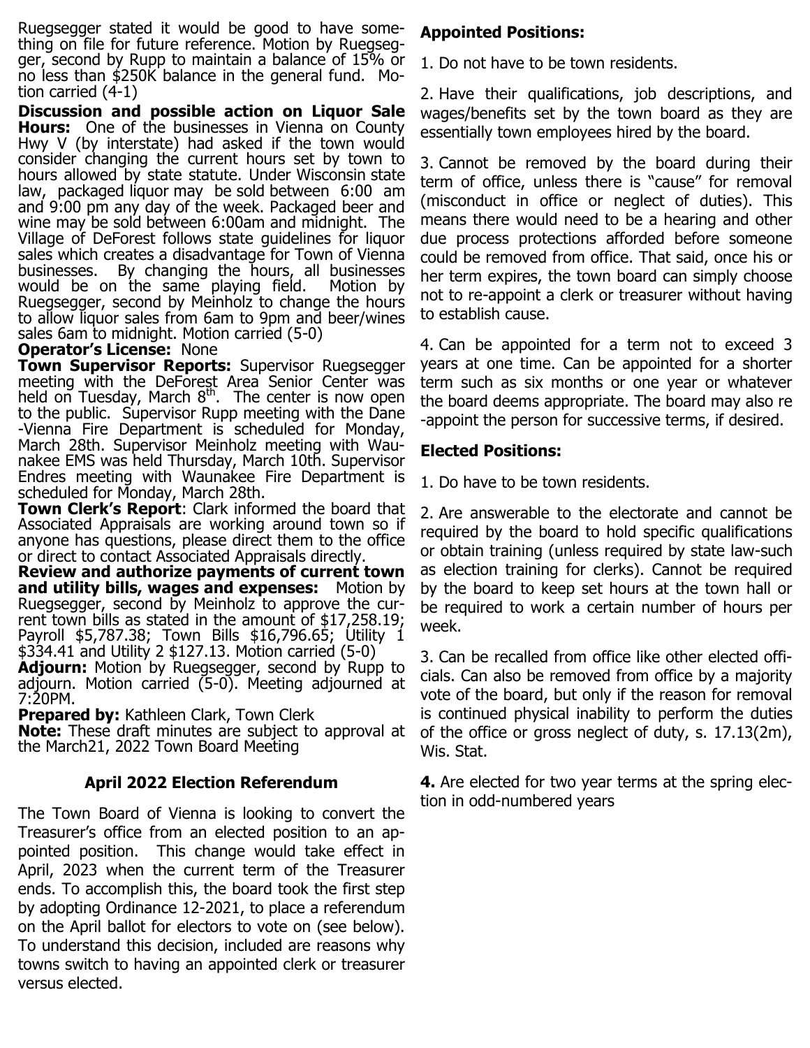Ruegsegger stated it would be good to have something on file for future reference. Motion by Ruegsegger, second by Rupp to maintain a balance of 15% or no less than $250K balance in the general fund. Motion carried (4-1)

**Discussion and possible action on Liquor Sale Hours:** One of the businesses in Vienna on County Hwy V (by interstate) had asked if the town would consider changing the current hours set by town to hours allowed by state statute. Under Wisconsin state law, packaged liquor may be sold between 6:00 am and 9:00 pm any day of the week. Packaged beer and wine may be sold between 6:00am and midnight. The Village of DeForest follows state guidelines for liquor sales which creates a disadvantage for Town of Vienna businesses. By changing the hours, all businesses would be on the same playing field. Motion by Ruegsegger, second by Meinholz to change the hours to allow liquor sales from 6am to 9pm and beer/wines sales 6am to midnight. Motion carried (5-0)

**Operator's License:** None

**Town Supervisor Reports:** Supervisor Ruegsegger meeting with the DeForest Area Senior Center was held on Tuesday, March 8th. The center is now open to the public. Supervisor Rupp meeting with the Dane-Vienna Fire Department is scheduled for Monday, March 28th. Supervisor Meinholz meeting with Waunakee EMS was held Thursday, March 10th. Supervisor Endres meeting with Waunakee Fire Department is scheduled for Monday, March 28th.

**Town Clerk's Report**: Clark informed the board that Associated Appraisals are working around town so if anyone has questions, please direct them to the office or direct to contact Associated Appraisals directly.

**Review and authorize payments of current town and utility bills, wages and expenses:** Motion by Ruegsegger, second by Meinholz to approve the current town bills as stated in the amount of $17,258.19; Payroll $5,787.38; Town Bills $16,796.65; Utility 1 $334.41 and Utility 2 $127.13. Motion carried (5-0)

**Adjourn:** Motion by Ruegsegger, second by Rupp to adjourn. Motion carried (5-0). Meeting adjourned at 7:20PM.

**Prepared by:** Kathleen Clark, Town Clerk

**Note:** These draft minutes are subject to approval at the March21, 2022 Town Board Meeting

## April 2022 Election Referendum

The Town Board of Vienna is looking to convert the Treasurer's office from an elected position to an appointed position. This change would take effect in April, 2023 when the current term of the Treasurer ends. To accomplish this, the board took the first step by adopting Ordinance 12-2021, to place a referendum on the April ballot for electors to vote on (see below). To understand this decision, included are reasons why towns switch to having an appointed clerk or treasurer versus elected.

### Appointed Positions:

1. Do not have to be town residents.

2. Have their qualifications, job descriptions, and wages/benefits set by the town board as they are essentially town employees hired by the board.

3. Cannot be removed by the board during their term of office, unless there is "cause" for removal (misconduct in office or neglect of duties). This means there would need to be a hearing and other due process protections afforded before someone could be removed from office. That said, once his or her term expires, the town board can simply choose not to re-appoint a clerk or treasurer without having to establish cause.

4. Can be appointed for a term not to exceed 3 years at one time. Can be appointed for a shorter term such as six months or one year or whatever the board deems appropriate. The board may also re-appoint the person for successive terms, if desired.

### Elected Positions:

1. Do have to be town residents.

2. Are answerable to the electorate and cannot be required by the board to hold specific qualifications or obtain training (unless required by state law-such as election training for clerks). Cannot be required by the board to keep set hours at the town hall or be required to work a certain number of hours per week.

3. Can be recalled from office like other elected officials. Can also be removed from office by a majority vote of the board, but only if the reason for removal is continued physical inability to perform the duties of the office or gross neglect of duty, s. 17.13(2m), Wis. Stat.

**4.** Are elected for two year terms at the spring election in odd-numbered years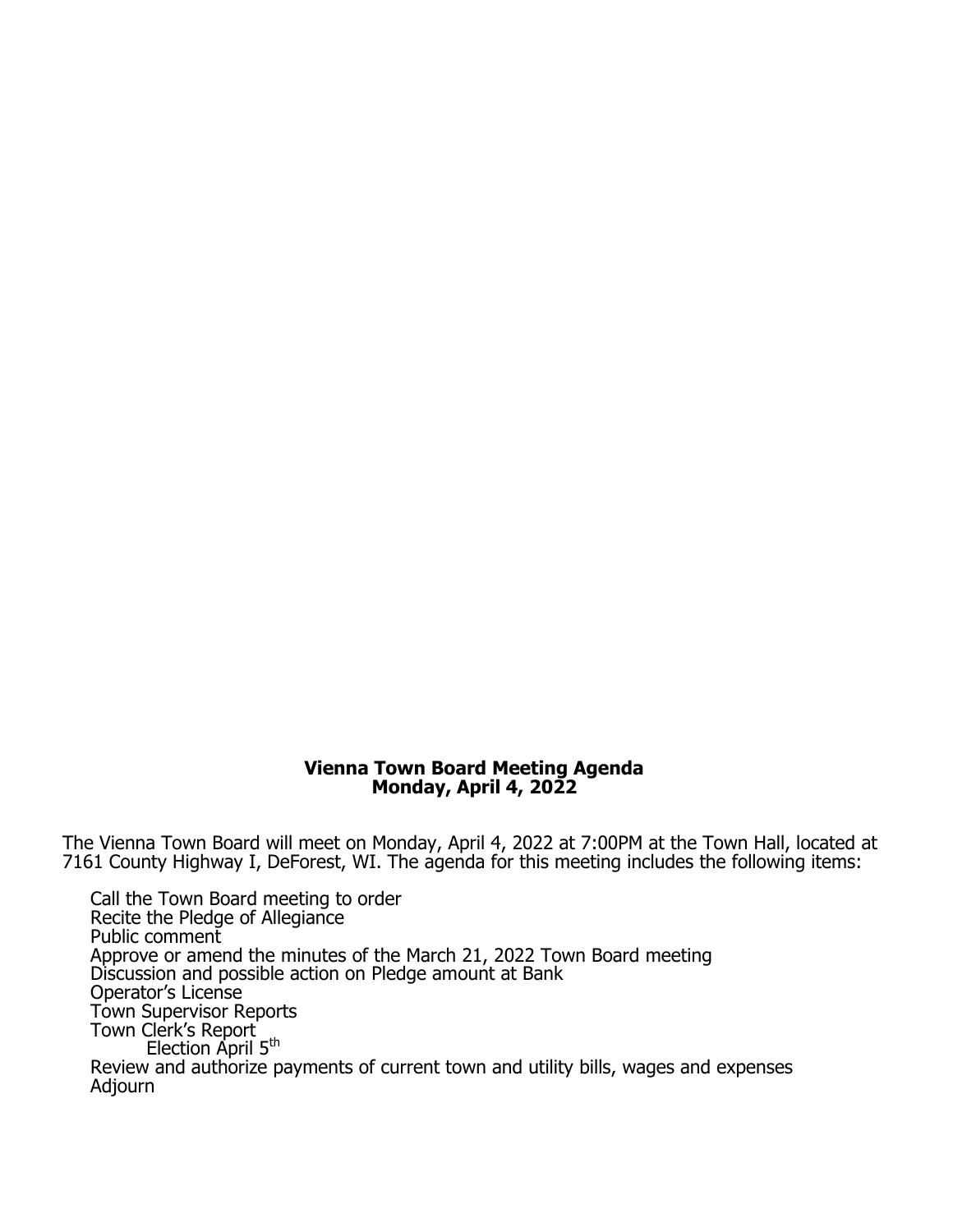**Vienna Town Board Meeting Agenda**
**Monday, April 4, 2022**

The Vienna Town Board will meet on Monday, April 4, 2022 at 7:00PM at the Town Hall, located at 7161 County Highway I, DeForest, WI. The agenda for this meeting includes the following items:

- Call the Town Board meeting to order
- Recite the Pledge of Allegiance
- Public comment
- Approve or amend the minutes of the March 21, 2022 Town Board meeting
- Discussion and possible action on Pledge amount at Bank
- Operator's License
- Town Supervisor Reports
- Town Clerk's Report
    - Election April 5th
- Review and authorize payments of current town and utility bills, wages and expenses
- Adjourn